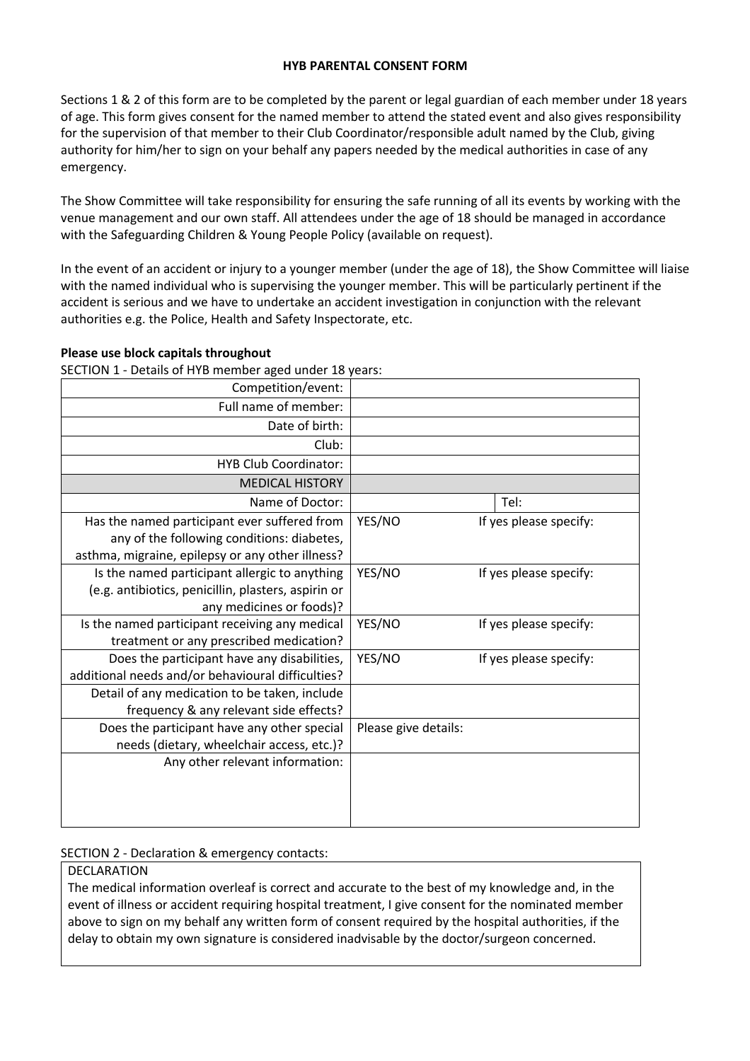# HYB PARENTAL CONSENT FORM

Sections 1 & 2 of this form are to be completed by the parent or legal guardian of each member under 18 years of age. This form gives consent for the named member to attend the stated event and also gives responsibility for the supervision of that member to their Club Coordinator/responsible adult named by the Club, giving authority for him/her to sign on your behalf any papers needed by the medical authorities in case of any emergency.

The Show Committee will take responsibility for ensuring the safe running of all its events by working with the venue management and our own staff. All attendees under the age of 18 should be managed in accordance with the Safeguarding Children & Young People Policy (available on request).

In the event of an accident or injury to a younger member (under the age of 18), the Show Committee will liaise with the named individual who is supervising the younger member. This will be particularly pertinent if the accident is serious and we have to undertake an accident investigation in conjunction with the relevant authorities e.g. the Police, Health and Safety Inspectorate, etc.

**Please use block capitals throughout**

SECTION 1 - Details of HYB member aged under 18 years:

| | | |
|---|---|---|
| Competition/event: | | |
| Full name of member: | | |
| Date of birth: | | |
| Club: | | |
| HYB Club Coordinator: | | |
| MEDICAL HISTORY | | |
| Name of Doctor: | | Tel: |
| Has the named participant ever suffered from any of the following conditions: diabetes, asthma, migraine, epilepsy or any other illness? | YES/NO | If yes please specify: |
| Is the named participant allergic to anything (e.g. antibiotics, penicillin, plasters, aspirin or any medicines or foods)? | YES/NO | If yes please specify: |
| Is the named participant receiving any medical treatment or any prescribed medication? | YES/NO | If yes please specify: |
| Does the participant have any disabilities, additional needs and/or behavioural difficulties? | YES/NO | If yes please specify: |
| Detail of any medication to be taken, include frequency & any relevant side effects? | | |
| Does the participant have any other special needs (dietary, wheelchair access, etc.)? | Please give details: | |
| Any other relevant information: | | |

SECTION 2 - Declaration & emergency contacts:

DECLARATION

The medical information overleaf is correct and accurate to the best of my knowledge and, in the event of illness or accident requiring hospital treatment, I give consent for the nominated member above to sign on my behalf any written form of consent required by the hospital authorities, if the delay to obtain my own signature is considered inadvisable by the doctor/surgeon concerned.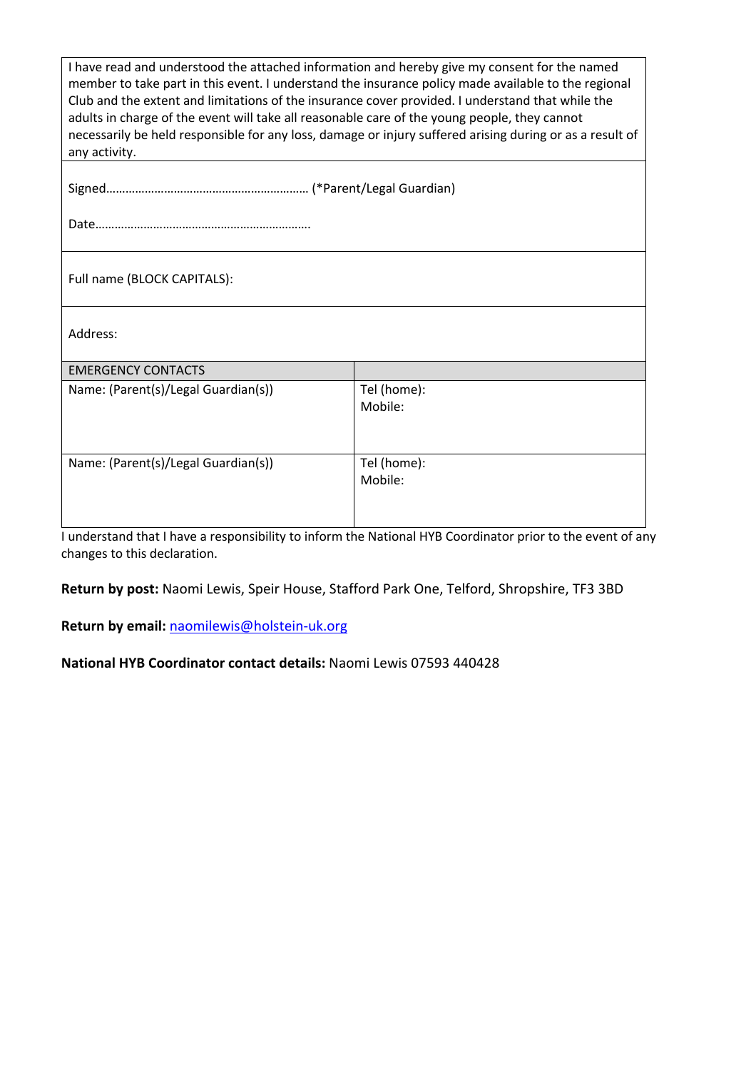| |
|---|
| I have read and understood the attached information and hereby give my consent for the named member to take part in this event. I understand the insurance policy made available to the regional Club and the extent and limitations of the insurance cover provided. I understand that while the adults in charge of the event will take all reasonable care of the young people, they cannot necessarily be held responsible for any loss, damage or injury suffered arising during or as a result of any activity. |
| Signed…………………………………………………… (*Parent/Legal Guardian)<br><br>Date………………………………………………………. |
| Full name (BLOCK CAPITALS): |
| Address: |

| EMERGENCY CONTACTS | |
|---|---|
| Name: (Parent(s)/Legal Guardian(s)) | Tel (home):<br>Mobile: |
| Name: (Parent(s)/Legal Guardian(s)) | Tel (home):<br>Mobile: |

I understand that I have a responsibility to inform the National HYB Coordinator prior to the event of any changes to this declaration.

**Return by post:** Naomi Lewis, Speir House, Stafford Park One, Telford, Shropshire, TF3 3BD

**Return by email:** naomilewis@holstein-uk.org

**National HYB Coordinator contact details:** Naomi Lewis 07593 440428